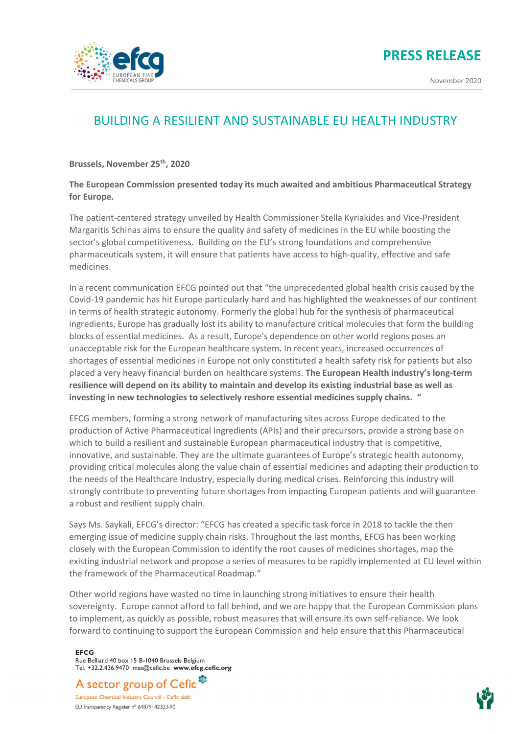# PRESS RELEASE

November 2020

## BUILDING A RESILIENT AND SUSTAINABLE EU HEALTH INDUSTRY

**Brussels, November 25th, 2020**

**The European Commission presented today its much awaited and ambitious Pharmaceutical Strategy for Europe.**

The patient-centered strategy unveiled by Health Commissioner Stella Kyriakides and Vice-President Margaritis Schinas aims to ensure the quality and safety of medicines in the EU while boosting the sector's global competitiveness. Building on the EU's strong foundations and comprehensive pharmaceuticals system, it will ensure that patients have access to high-quality, effective and safe medicines.

In a recent communication EFCG pointed out that "the unprecedented global health crisis caused by the Covid-19 pandemic has hit Europe particularly hard and has highlighted the weaknesses of our continent in terms of health strategic autonomy. Formerly the global hub for the synthesis of pharmaceutical ingredients, Europe has gradually lost its ability to manufacture critical molecules that form the building blocks of essential medicines. As a result, Europe's dependence on other world regions poses an unacceptable risk for the European healthcare system**.** In recent years, increased occurrences of shortages of essential medicines in Europe not only constituted a health safety risk for patients but also placed a very heavy financial burden on healthcare systems. **The European Health industry's long-term resilience will depend on its ability to maintain and develop its existing industrial base as well as investing in new technologies to selectively reshore essential medicines supply chains. "**

EFCG members, forming a strong network of manufacturing sites across Europe dedicated to the production of Active Pharmaceutical Ingredients (APIs) and their precursors, provide a strong base on which to build a resilient and sustainable European pharmaceutical industry that is competitive, innovative, and sustainable. They are the ultimate guarantees of Europe's strategic health autonomy, providing critical molecules along the value chain of essential medicines and adapting their production to the needs of the Healthcare Industry, especially during medical crises. Reinforcing this industry will strongly contribute to preventing future shortages from impacting European patients and will guarantee a robust and resilient supply chain.

Says Ms. Saykali, EFCG's director: "EFCG has created a specific task force in 2018 to tackle the then emerging issue of medicine supply chain risks. Throughout the last months, EFCG has been working closely with the European Commission to identify the root causes of medicines shortages, map the existing industrial network and propose a series of measures to be rapidly implemented at EU level within the framework of the Pharmaceutical Roadmap."

Other world regions have wasted no time in launching strong initiatives to ensure their health sovereignty. Europe cannot afford to fall behind, and we are happy that the European Commission plans to implement, as quickly as possible, robust measures that will ensure its own self-reliance. We look forward to continuing to support the European Commission and help ensure that this Pharmaceutical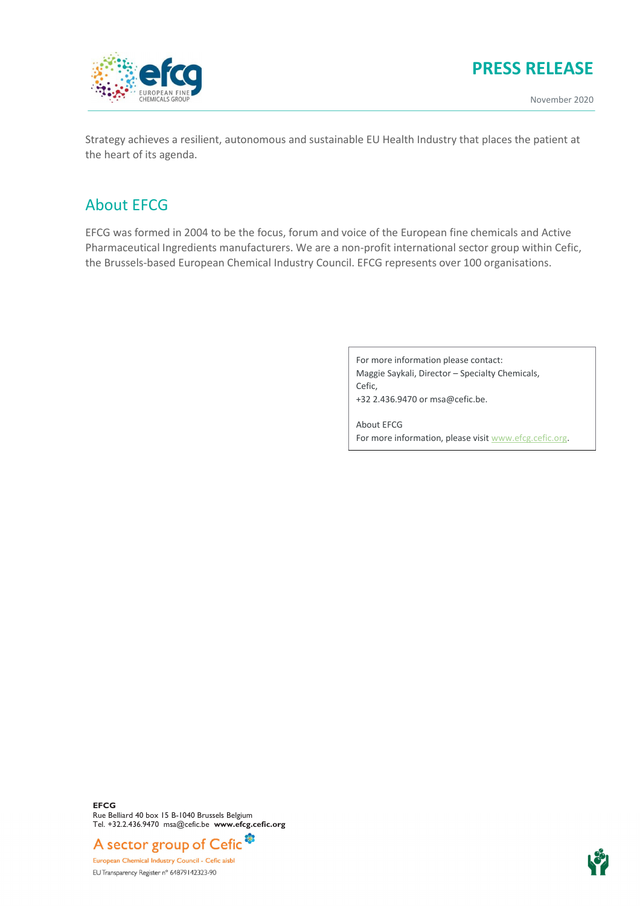Strategy achieves a resilient, autonomous and sustainable EU Health Industry that places the patient at the heart of its agenda.

## About EFCG

EFCG was formed in 2004 to be the focus, forum and voice of the European fine chemicals and Active Pharmaceutical Ingredients manufacturers. We are a non-profit international sector group within Cefic, the Brussels-based European Chemical Industry Council. EFCG represents over 100 organisations.

For more information please contact:
Maggie Saykali, Director – Specialty Chemicals,
Cefic,
+32 2.436.9470 or msa@cefic.be.

About EFCG
For more information, please visit www.efcg.cefic.org.

**EFCG**
Rue Belliard 40 box 15 B-1040 Brussels Belgium
Tel. +32.2.436.9470 msa@cefic.be **www.efcg.cefic.org**

A sector group of Cefic

European Chemical Industry Council - Cefic aisbl

EU Transparency Register n° 64879142323-90